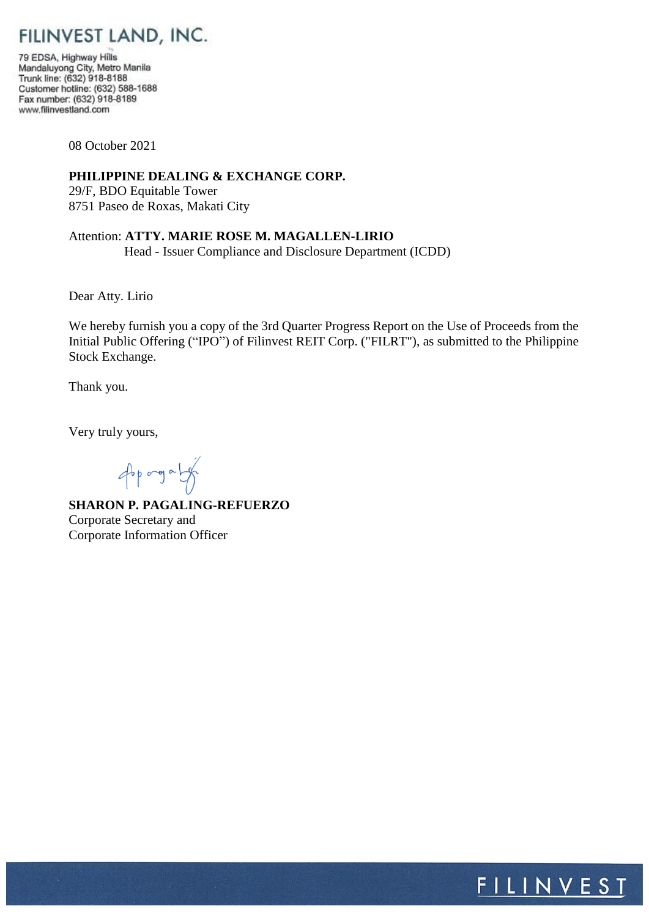# FILINVEST LAND, INC.

79 EDSA, Highway Hills
Mandaluyong City, Metro Manila
Trunk line: (632) 918-8188
Customer hotline: (632) 588-1688
Fax number: (632) 918-8189
www.filinvestland.com

08 October 2021

**PHILIPPINE DEALING & EXCHANGE CORP.**
29/F, BDO Equitable Tower
8751 Paseo de Roxas, Makati City

Attention: **ATTY. MARIE ROSE M. MAGALLEN-LIRIO**
Head - Issuer Compliance and Disclosure Department (ICDD)

Dear Atty. Lirio

We hereby furnish you a copy of the 3rd Quarter Progress Report on the Use of Proceeds from the Initial Public Offering ("IPO") of Filinvest REIT Corp. ("FILRT"), as submitted to the Philippine Stock Exchange.

Thank you.

Very truly yours,

**SHARON P. PAGALING-REFUERZO**
Corporate Secretary and
Corporate Information Officer

FILINVEST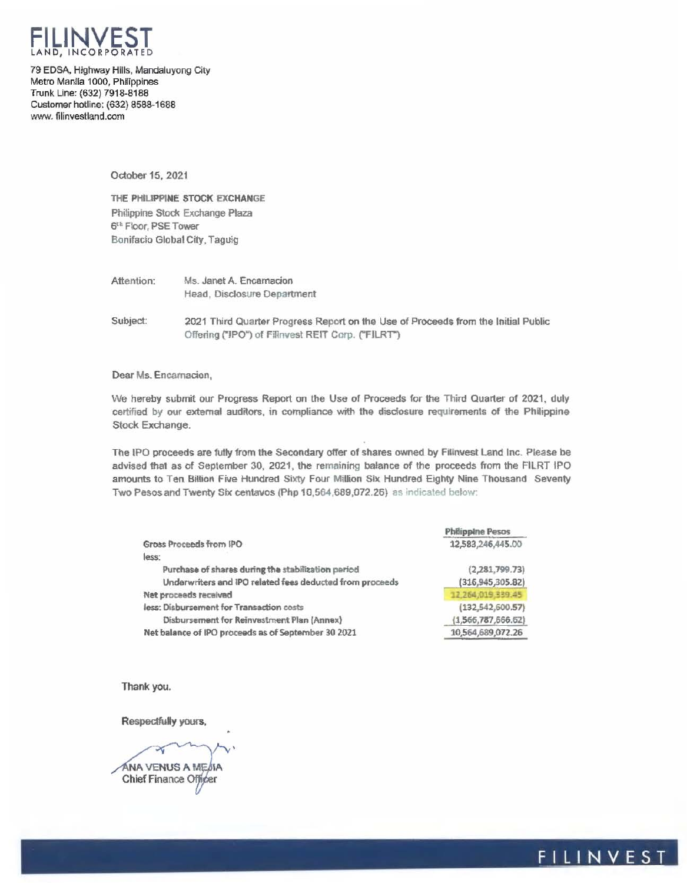**FILINVEST**
LAND, INCORPORATED

79 EDSA, Highway Hills, Mandaluyong City
Metro Manila 1000, Philippines
Trunk Line: (632) 7918-8188
Customer hotline: (632) 8588-1688
www. filinvestland.com

October 15, 2021

THE PHILIPPINE STOCK EXCHANGE
Philippine Stock Exchange Plaza
6th Floor, PSE Tower
Bonifacio Global City, Taguig

Attention: Ms. Janet A. Encarnacion
Head, Disclosure Department

Subject: 2021 Third Quarter Progress Report on the Use of Proceeds from the Initial Public Offering ("IPO") of Filinvest REIT Corp. ("FILRT")

Dear Ms. Encarnacion,

We hereby submit our Progress Report on the Use of Proceeds for the Third Quarter of 2021, duly certified by our external auditors, in compliance with the disclosure requirements of the Philippine Stock Exchange.

The IPO proceeds are fully from the Secondary offer of shares owned by Filinvest Land Inc. Please be advised that as of September 30, 2021, the remaining balance of the proceeds from the FILRT IPO amounts to Ten Billion Five Hundred Sixty Four Million Six Hundred Eighty Nine Thousand Seventy Two Pesos and Twenty Six centavos (Php 10,564,689,072.26) as indicated below:

| | Philippine Pesos |
|---|---|
| Gross Proceeds from IPO | 12,583,246,445.00 |
| less: | |
| Purchase of shares during the stabilization period | (2,281,799.73) |
| Underwriters and IPO related fees deducted from proceeds | (316,945,305.82) |
| Net proceeds received | 12,264,019,339.45 |
| less: Disbursement for Transaction costs | (132,542,600.57) |
| Disbursement for Reinvestment Plan (Annex) | (1,566,787,666.62) |
| Net balance of IPO proceeds as of September 30 2021 | 10,564,689,072.26 |

Thank you.

Respectfully yours,

ANA VENUS A MEJIA
Chief Finance Officer

FILINVEST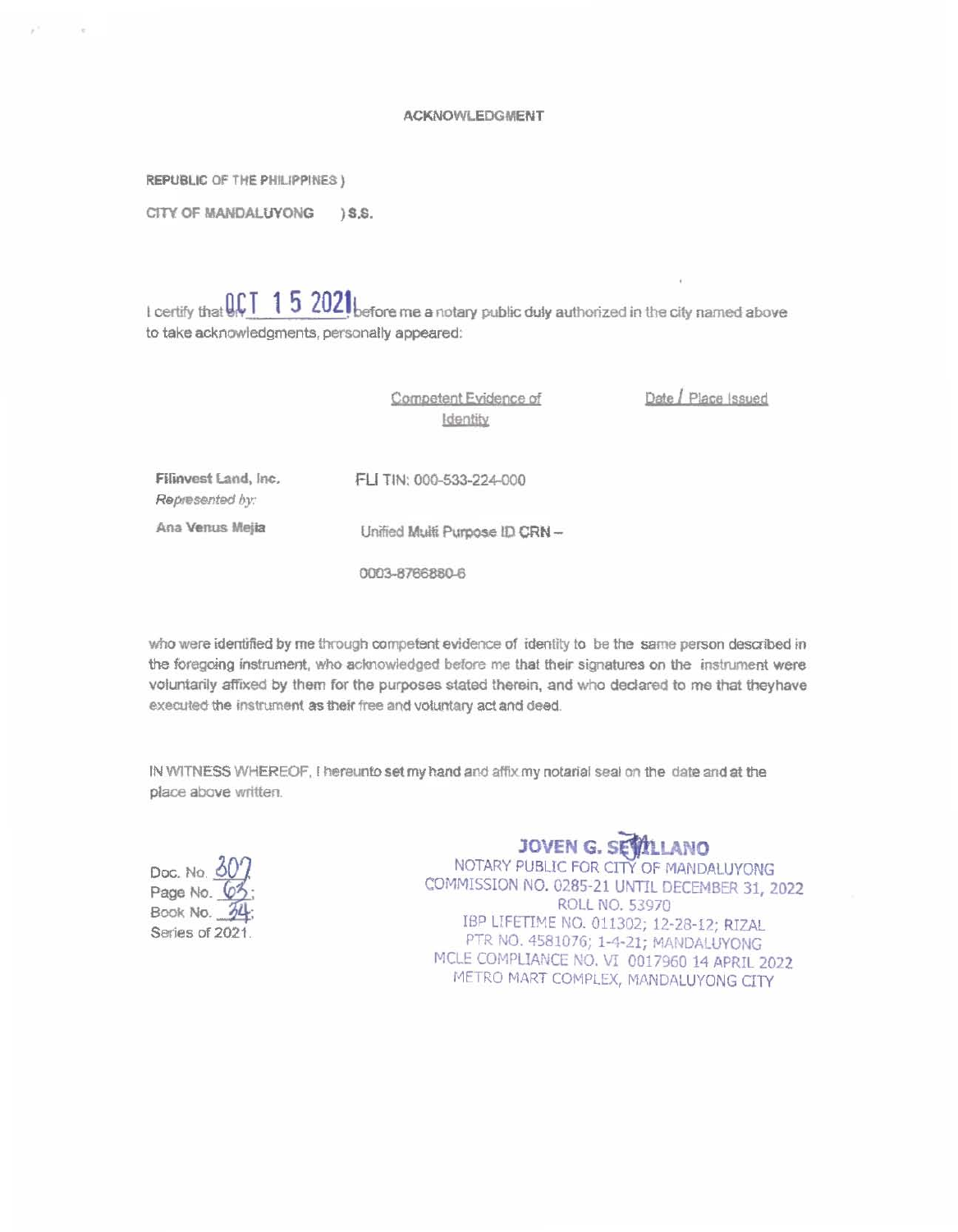# ACKNOWLEDGMENT

REPUBLIC OF THE PHILIPPINES )

CITY OF MANDALUYONG ) S.S.

I certify that on OCT 15 2021 before me a notary public duly authorized in the city named above to take acknowledgments, personally appeared:

| | Competent Evidence of Identity | Date / Place Issued |
|---|---|---|
| **Filinvest Land, Inc.** *Represented by:* | FLI TIN: 000-533-224-000 | |
| **Ana Venus Mejia** | Unified Multi Purpose ID CRN – 0003-8766880-6 | |

who were identified by me through competent evidence of identity to be the same person described in the foregoing instrument, who acknowledged before me that their signatures on the instrument were voluntarily affixed by them for the purposes stated therein, and who declared to me that theyhave executed the instrument as their free and voluntary act and deed.

IN WITNESS WHEREOF, I hereunto set my hand and affix my notarial seal on the date and at the place above written.

Doc. No. 307
Page No. 63;
Book No. 34;
Series of 2021.

**JOVEN G. SEVILLANO**
NOTARY PUBLIC FOR CITY OF MANDALUYONG
COMMISSION NO. 0285-21 UNTIL DECEMBER 31, 2022
ROLL NO. 53970
IBP LIFETIME NO. 011302; 12-28-12; RIZAL
PTR NO. 4581076; 1-4-21; MANDALUYONG
MCLE COMPLIANCE NO. VI 0017960 14 APRIL 2022
METRO MART COMPLEX, MANDALUYONG CITY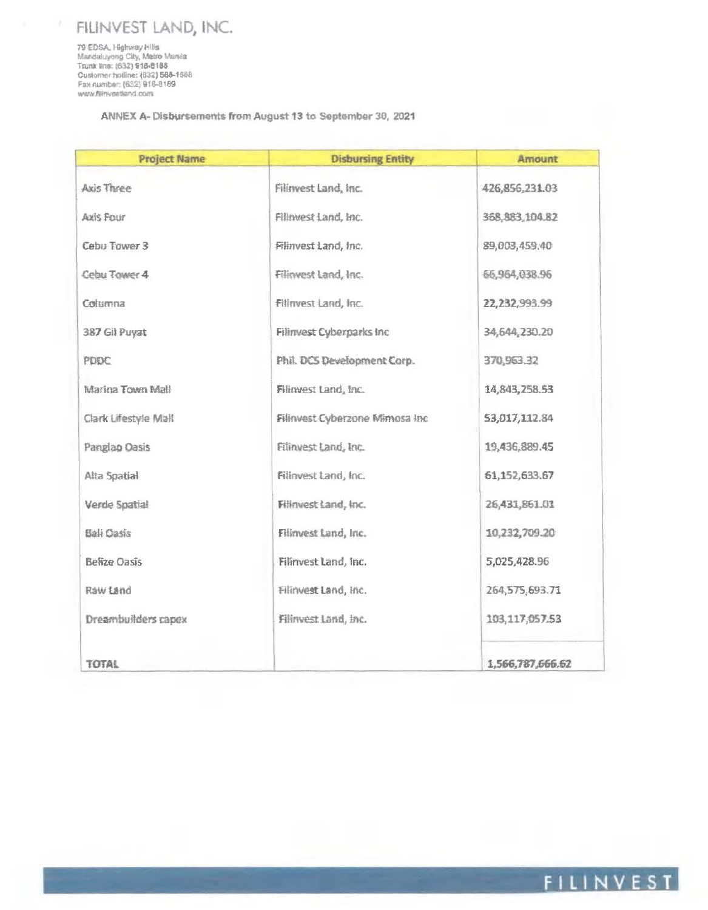# FILINVEST LAND, INC.

79 EDSA, Highway Hills
Mandaluyong City, Metro Manila
Trunk line: (632) 918-8188
Customer hotline: (632) 588-1688
Fax number: (632) 918-8189
www.filinvestland.com

**ANNEX A- Disbursements from August 13 to September 30, 2021**

| Project Name | Disbursing Entity | Amount |
|---|---|---|
| Axis Three | Filinvest Land, Inc. | 426,856,231.03 |
| Axis Four | Filinvest Land, Inc. | 368,883,104.82 |
| Cebu Tower 3 | Filinvest Land, Inc. | 89,003,459.40 |
| Cebu Tower 4 | Filinvest Land, Inc. | 66,964,038.96 |
| Columna | Filinvest Land, Inc. | 22,232,993.99 |
| 387 Gil Puyat | Filinvest Cyberparks Inc | 34,644,230.20 |
| PDDC | Phil. DCS Development Corp. | 370,963.32 |
| Marina Town Mall | Filinvest Land, Inc. | 14,843,258.53 |
| Clark Lifestyle Mall | Filinvest Cyberzone Mimosa Inc | 53,017,112.84 |
| Panglao Oasis | Filinvest Land, Inc. | 19,436,889.45 |
| Alta Spatial | Filinvest Land, Inc. | 61,152,633.67 |
| Verde Spatial | Filinvest Land, Inc. | 26,431,861.01 |
| Bali Oasis | Filinvest Land, Inc. | 10,232,709.20 |
| Belize Oasis | Filinvest Land, Inc. | 5,025,428.96 |
| Raw Land | Filinvest Land, Inc. | 264,575,693.71 |
| Dreambuilders capex | Filinvest Land, Inc. | 103,117,057.53 |
| **TOTAL** | | 1,566,787,666.62 |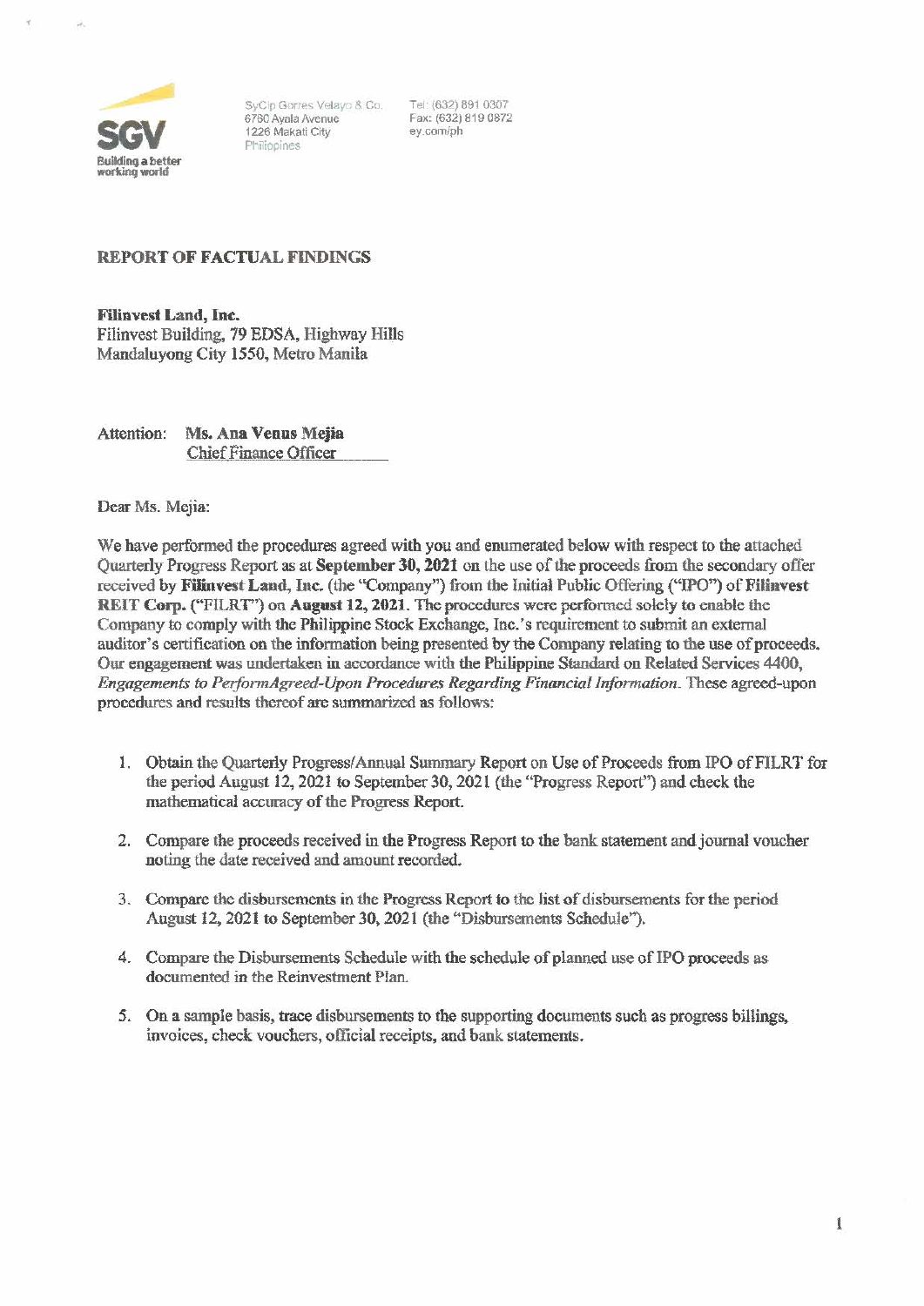SyCip Gorres Velayo & Co.
6760 Ayala Avenue
1226 Makati City
Philippines

Tel: (632) 891 0307
Fax: (632) 819 0872
ey.com/ph

**REPORT OF FACTUAL FINDINGS**

**Filinvest Land, Inc.**
Filinvest Building, 79 EDSA, Highway Hills
Mandaluyong City 1550, Metro Manila

Attention: **Ms. Ana Venus Mejia**
Chief Finance Officer

Dear Ms. Mejia:

We have performed the procedures agreed with you and enumerated below with respect to the attached Quarterly Progress Report as at **September 30, 2021** on the use of the proceeds from the secondary offer received by **Filinvest Land, Inc.** (the "Company") from the Initial Public Offering ("IPO") of **Filinvest REIT Corp.** ("FILRT") on **August 12, 2021**. The procedures were performed solely to enable the Company to comply with the Philippine Stock Exchange, Inc.'s requirement to submit an external auditor's certification on the information being presented by the Company relating to the use of proceeds. Our engagement was undertaken in accordance with the Philippine Standard on Related Services 4400, *Engagements to PerformAgreed-Upon Procedures Regarding Financial Information*. These agreed-upon procedures and results thereof are summarized as follows:

1. Obtain the Quarterly Progress/Annual Summary Report on Use of Proceeds from IPO of FILRT for the period August 12, 2021 to September 30, 2021 (the "Progress Report") and check the mathematical accuracy of the Progress Report.

2. Compare the proceeds received in the Progress Report to the bank statement and journal voucher noting the date received and amount recorded.

3. Compare the disbursements in the Progress Report to the list of disbursements for the period August 12, 2021 to September 30, 2021 (the "Disbursements Schedule").

4. Compare the Disbursements Schedule with the schedule of planned use of IPO proceeds as documented in the Reinvestment Plan.

5. On a sample basis, trace disbursements to the supporting documents such as progress billings, invoices, check vouchers, official receipts, and bank statements.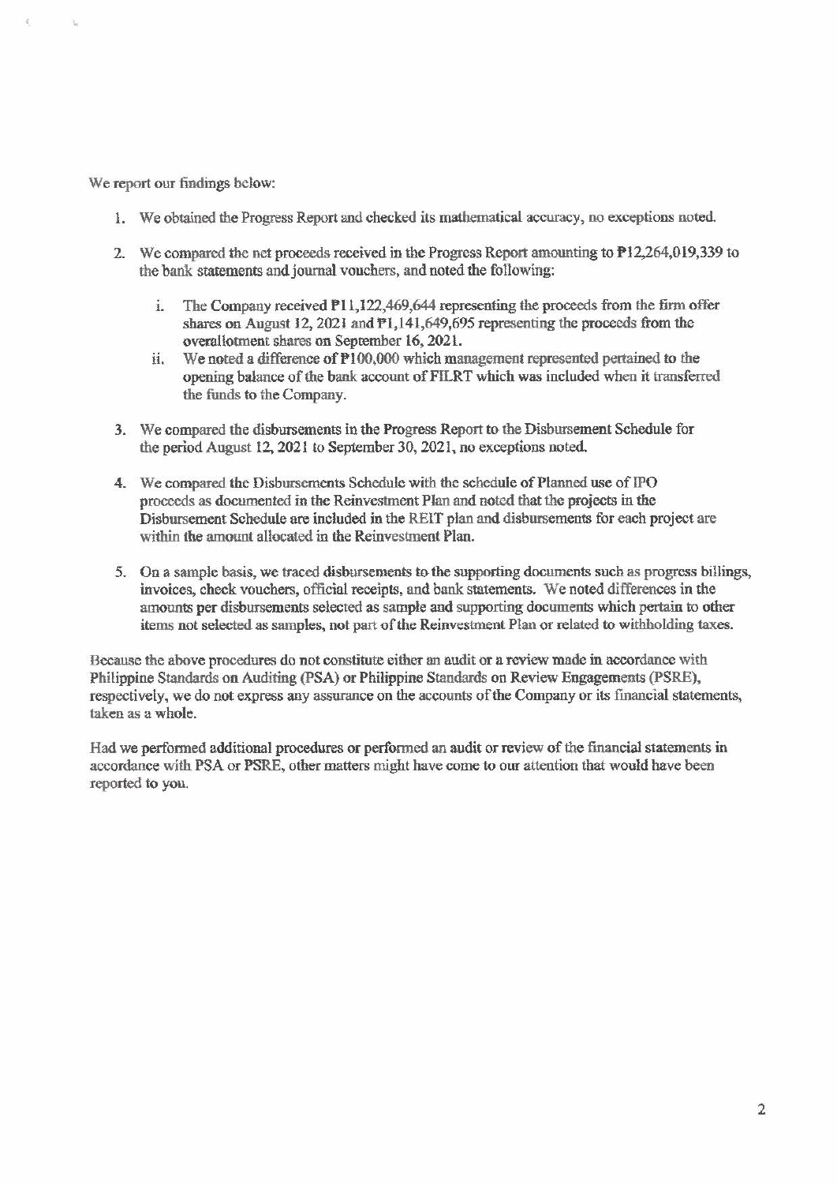We report our findings below:

1. We obtained the Progress Report and checked its mathematical accuracy, no exceptions noted.

2. We compared the net proceeds received in the Progress Report amounting to ₱12,264,019,339 to the bank statements and journal vouchers, and noted the following:

   i. The Company received ₱11,122,469,644 representing the proceeds from the firm offer shares on August 12, 2021 and ₱1,141,649,695 representing the proceeds from the overallotment shares on September 16, 2021.

   ii. We noted a difference of ₱100,000 which management represented pertained to the opening balance of the bank account of FILRT which was included when it transferred the funds to the Company.

3. We compared the disbursements in the Progress Report to the Disbursement Schedule for the period August 12, 2021 to September 30, 2021, no exceptions noted.

4. We compared the Disbursements Schedule with the schedule of Planned use of IPO proceeds as documented in the Reinvestment Plan and noted that the projects in the Disbursement Schedule are included in the REIT plan and disbursements for each project are within the amount allocated in the Reinvestment Plan.

5. On a sample basis, we traced disbursements to the supporting documents such as progress billings, invoices, check vouchers, official receipts, and bank statements. We noted differences in the amounts per disbursements selected as sample and supporting documents which pertain to other items not selected as samples, not part of the Reinvestment Plan or related to withholding taxes.

Because the above procedures do not constitute either an audit or a review made in accordance with Philippine Standards on Auditing (PSA) or Philippine Standards on Review Engagements (PSRE), respectively, we do not express any assurance on the accounts of the Company or its financial statements, taken as a whole.

Had we performed additional procedures or performed an audit or review of the financial statements in accordance with PSA or PSRE, other matters might have come to our attention that would have been reported to you.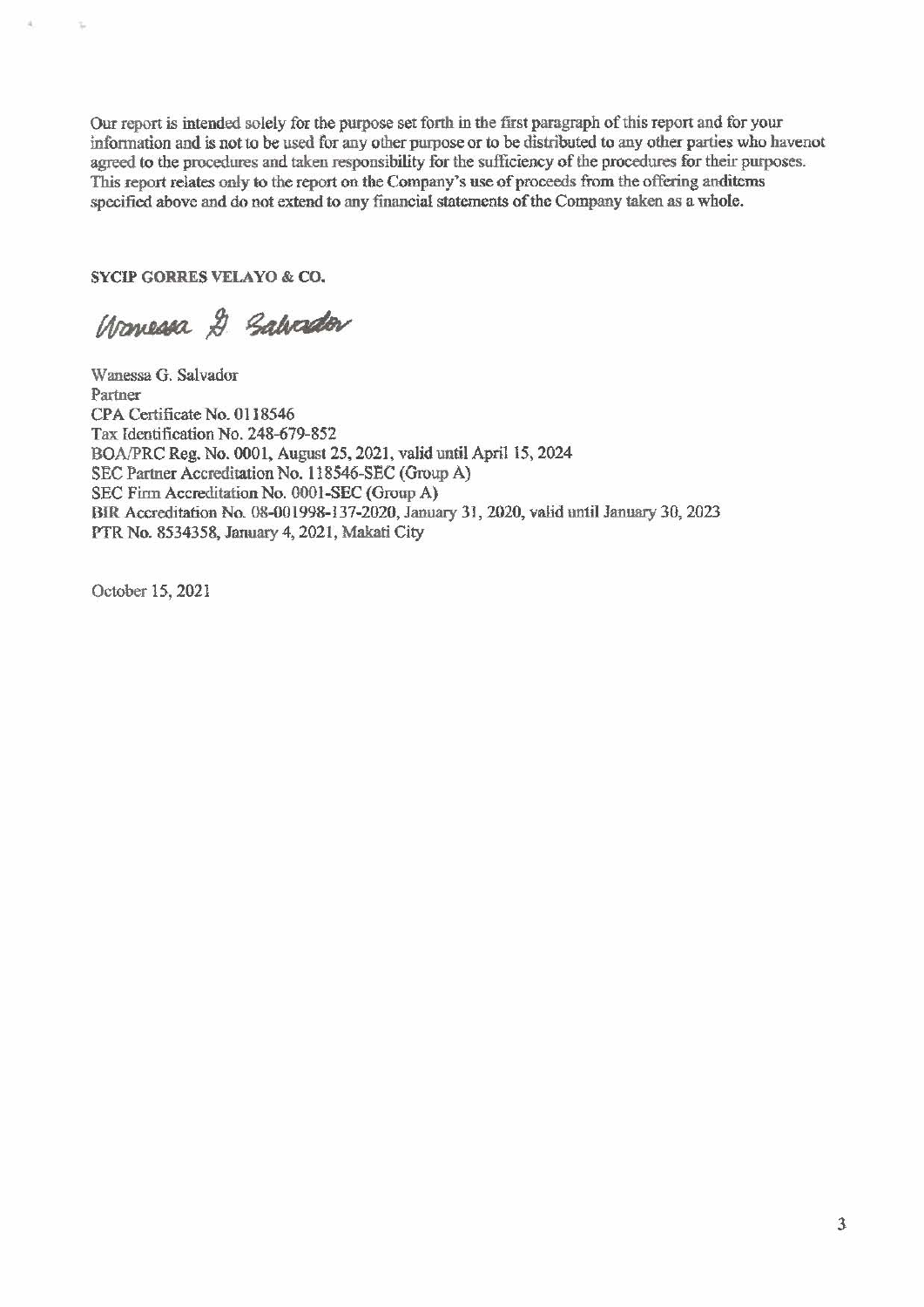Our report is intended solely for the purpose set forth in the first paragraph of this report and for your information and is not to be used for any other purpose or to be distributed to any other parties who havenot agreed to the procedures and taken responsibility for the sufficiency of the procedures for their purposes. This report relates only to the report on the Company's use of proceeds from the offering anditems specified above and do not extend to any financial statements of the Company taken as a whole.

**SYCIP GORRES VELAYO & CO.**

Wanessa G. Salvador
Partner
CPA Certificate No. 0118546
Tax Identification No. 248-679-852
BOA/PRC Reg. No. 0001, August 25, 2021, valid until April 15, 2024
SEC Partner Accreditation No. 118546-SEC (Group A)
SEC Firm Accreditation No. 0001-SEC (Group A)
BIR Accreditation No. 08-001998-137-2020, January 31, 2020, valid until January 30, 2023
PTR No. 8534358, January 4, 2021, Makati City

October 15, 2021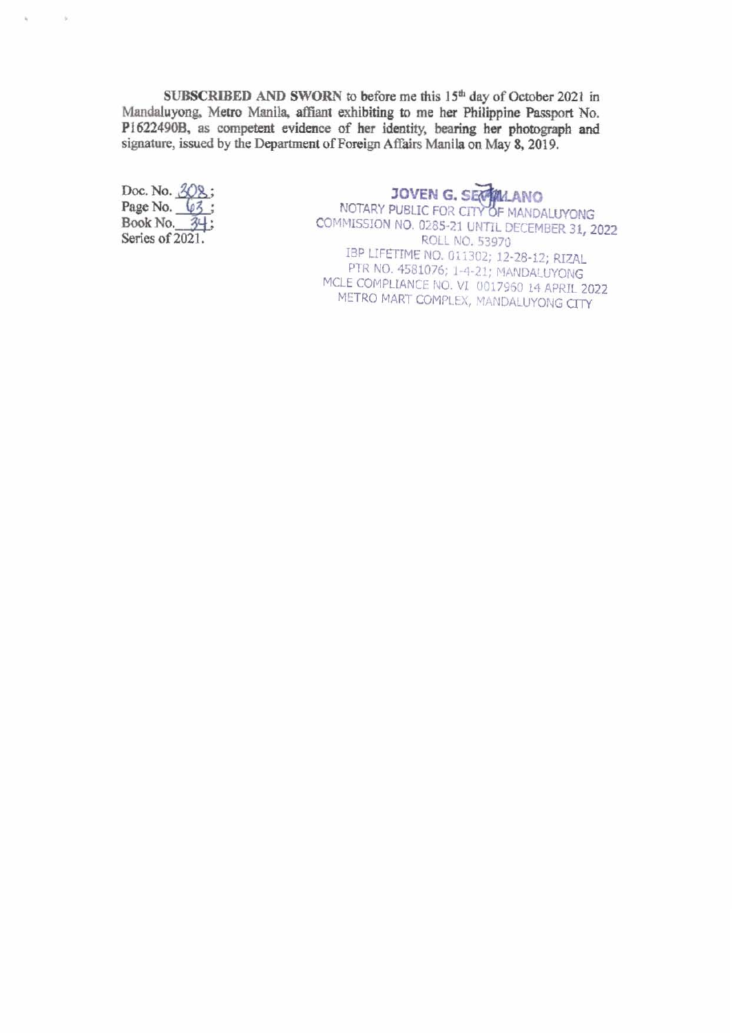**SUBSCRIBED AND SWORN** to before me this 15th day of October 2021 in Mandaluyong, Metro Manila, affiant exhibiting to me her Philippine Passport No. P1622490B, as competent evidence of her identity, bearing her photograph and signature, issued by the Department of Foreign Affairs Manila on May 8, 2019.

Doc. No. 308;
Page No. 63;
Book No. 34;
Series of 2021.

**JOVEN G. SEMILLANO**
NOTARY PUBLIC FOR CITY OF MANDALUYONG
COMMISSION NO. 0285-21 UNTIL DECEMBER 31, 2022
ROLL NO. 53970
IBP LIFETIME NO. 011302; 12-28-12; RIZAL
PTR NO. 4581076; 1-4-21; MANDALUYONG
MCLE COMPLIANCE NO. VI 0017960 14 APRIL 2022
METRO MART COMPLEX, MANDALUYONG CITY